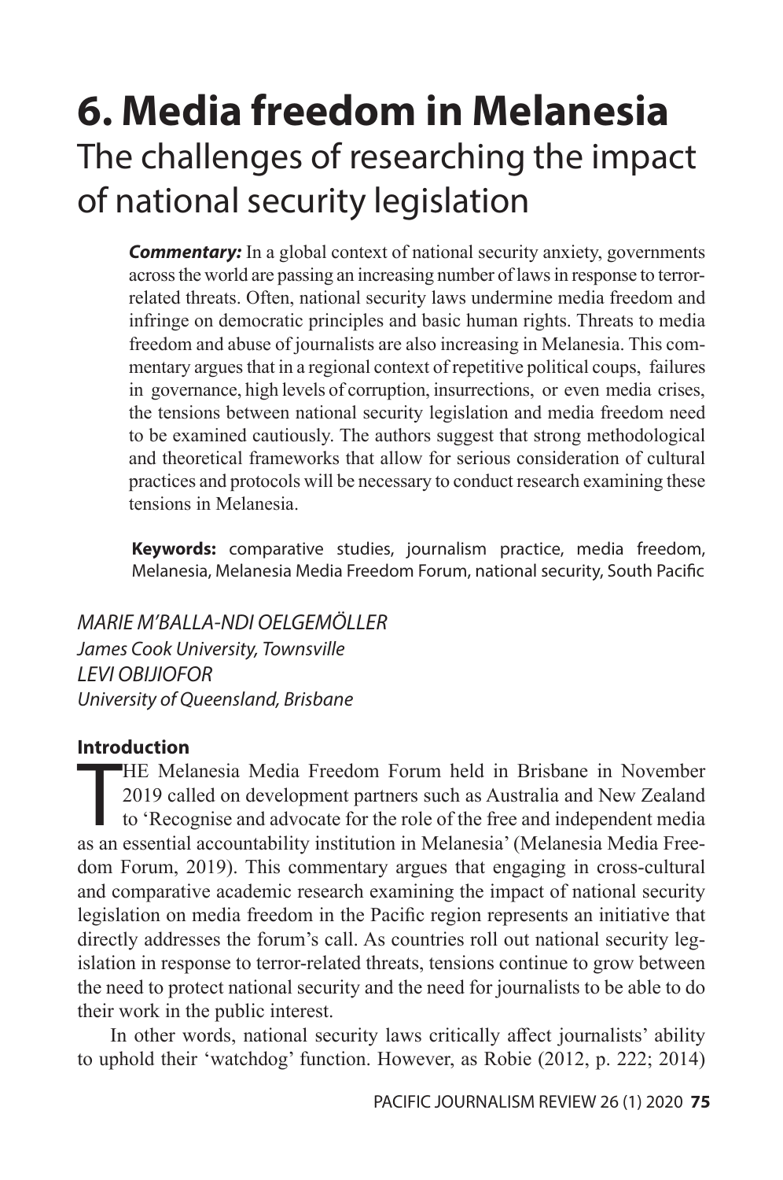# 6. Media freedom in Melanesia

## The challenges of researching the impact of national security legislation

***Commentary:*** In a global context of national security anxiety, governments across the world are passing an increasing number of laws in response to terror-related threats. Often, national security laws undermine media freedom and infringe on democratic principles and basic human rights. Threats to media freedom and abuse of journalists are also increasing in Melanesia. This commentary argues that in a regional context of repetitive political coups, failures in governance, high levels of corruption, insurrections, or even media crises, the tensions between national security legislation and media freedom need to be examined cautiously. The authors suggest that strong methodological and theoretical frameworks that allow for serious consideration of cultural practices and protocols will be necessary to conduct research examining these tensions in Melanesia.

**Keywords:** comparative studies, journalism practice, media freedom, Melanesia, Melanesia Media Freedom Forum, national security, South Pacific

*MARIE M'BALLA-NDI OELGEMÖLLER*
*James Cook University, Townsville*
*LEVI OBIJIOFOR*
*University of Queensland, Brisbane*

### Introduction

THE Melanesia Media Freedom Forum held in Brisbane in November 2019 called on development partners such as Australia and New Zealand to 'Recognise and advocate for the role of the free and independent media as an essential accountability institution in Melanesia' (Melanesia Media Freedom Forum, 2019). This commentary argues that engaging in cross-cultural and comparative academic research examining the impact of national security legislation on media freedom in the Pacific region represents an initiative that directly addresses the forum's call. As countries roll out national security legislation in response to terror-related threats, tensions continue to grow between the need to protect national security and the need for journalists to be able to do their work in the public interest.

In other words, national security laws critically affect journalists' ability to uphold their 'watchdog' function. However, as Robie (2012, p. 222; 2014)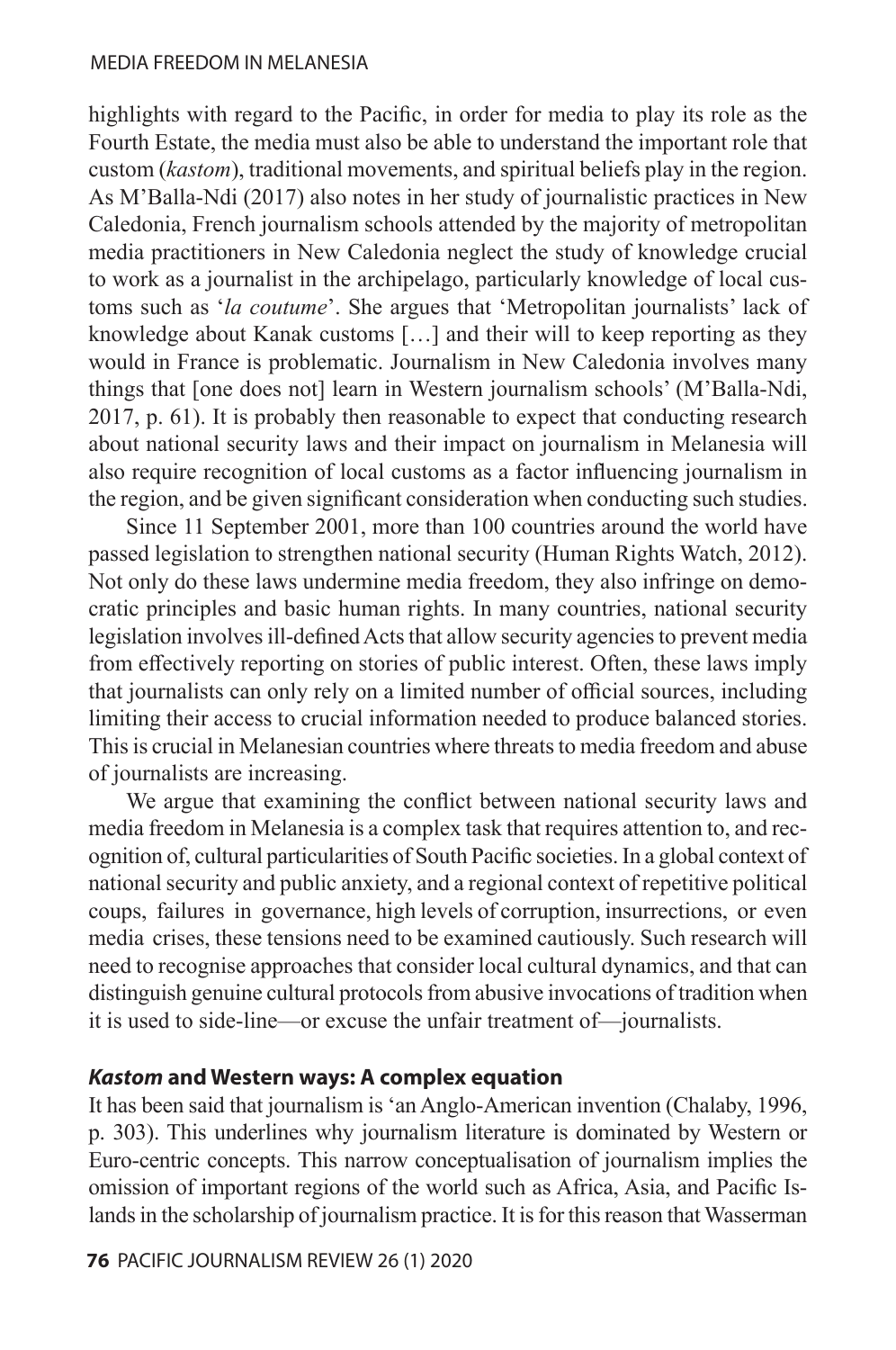highlights with regard to the Pacific, in order for media to play its role as the Fourth Estate, the media must also be able to understand the important role that custom (*kastom*), traditional movements, and spiritual beliefs play in the region. As M'Balla-Ndi (2017) also notes in her study of journalistic practices in New Caledonia, French journalism schools attended by the majority of metropolitan media practitioners in New Caledonia neglect the study of knowledge crucial to work as a journalist in the archipelago, particularly knowledge of local customs such as '*la coutume*'. She argues that 'Metropolitan journalists' lack of knowledge about Kanak customs […] and their will to keep reporting as they would in France is problematic. Journalism in New Caledonia involves many things that [one does not] learn in Western journalism schools' (M'Balla-Ndi, 2017, p. 61). It is probably then reasonable to expect that conducting research about national security laws and their impact on journalism in Melanesia will also require recognition of local customs as a factor influencing journalism in the region, and be given significant consideration when conducting such studies.

Since 11 September 2001, more than 100 countries around the world have passed legislation to strengthen national security (Human Rights Watch, 2012). Not only do these laws undermine media freedom, they also infringe on democratic principles and basic human rights. In many countries, national security legislation involves ill-defined Acts that allow security agencies to prevent media from effectively reporting on stories of public interest. Often, these laws imply that journalists can only rely on a limited number of official sources, including limiting their access to crucial information needed to produce balanced stories. This is crucial in Melanesian countries where threats to media freedom and abuse of journalists are increasing.

We argue that examining the conflict between national security laws and media freedom in Melanesia is a complex task that requires attention to, and recognition of, cultural particularities of South Pacific societies. In a global context of national security and public anxiety, and a regional context of repetitive political coups, failures in governance, high levels of corruption, insurrections, or even media crises, these tensions need to be examined cautiously. Such research will need to recognise approaches that consider local cultural dynamics, and that can distinguish genuine cultural protocols from abusive invocations of tradition when it is used to side-line—or excuse the unfair treatment of—journalists.

## ***Kastom* and Western ways: A complex equation**

It has been said that journalism is 'an Anglo-American invention (Chalaby, 1996, p. 303). This underlines why journalism literature is dominated by Western or Euro-centric concepts. This narrow conceptualisation of journalism implies the omission of important regions of the world such as Africa, Asia, and Pacific Islands in the scholarship of journalism practice. It is for this reason that Wasserman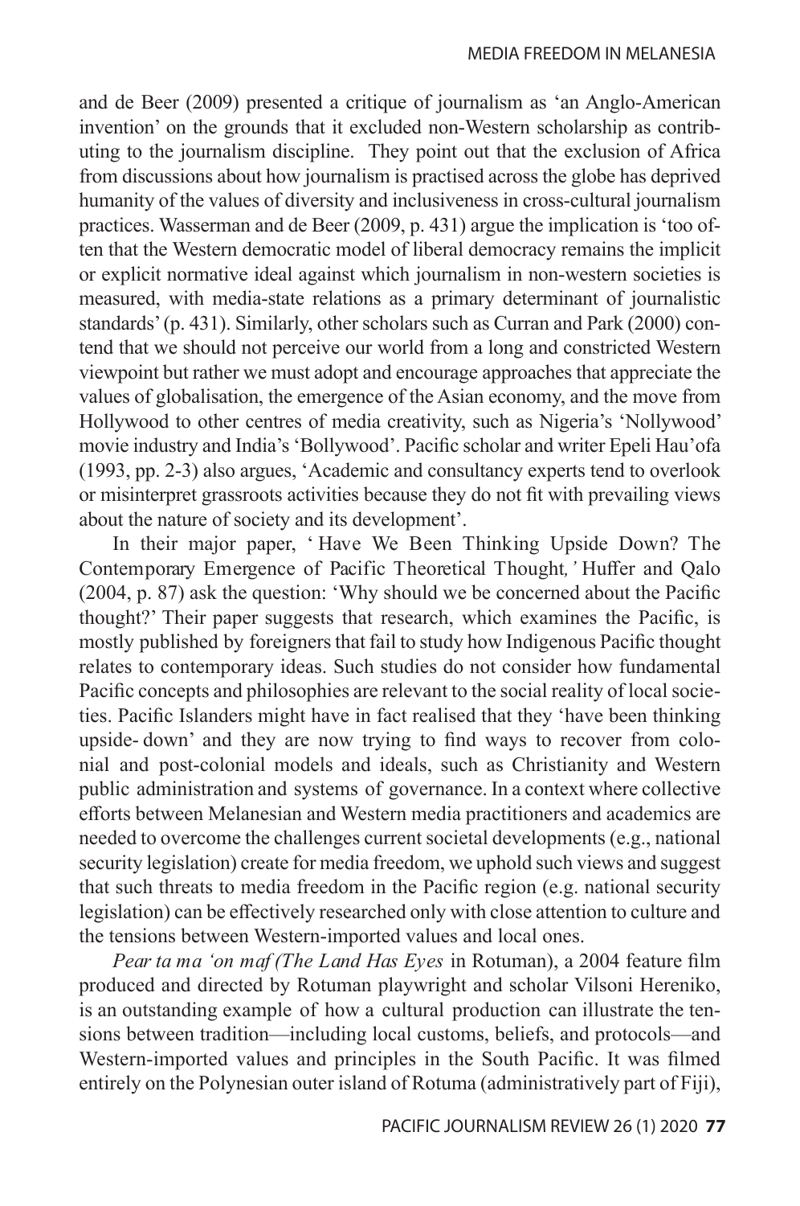and de Beer (2009) presented a critique of journalism as 'an Anglo-American invention' on the grounds that it excluded non-Western scholarship as contributing to the journalism discipline. They point out that the exclusion of Africa from discussions about how journalism is practised across the globe has deprived humanity of the values of diversity and inclusiveness in cross-cultural journalism practices. Wasserman and de Beer (2009, p. 431) argue the implication is 'too often that the Western democratic model of liberal democracy remains the implicit or explicit normative ideal against which journalism in non-western societies is measured, with media-state relations as a primary determinant of journalistic standards' (p. 431). Similarly, other scholars such as Curran and Park (2000) contend that we should not perceive our world from a long and constricted Western viewpoint but rather we must adopt and encourage approaches that appreciate the values of globalisation, the emergence of the Asian economy, and the move from Hollywood to other centres of media creativity, such as Nigeria's 'Nollywood' movie industry and India's 'Bollywood'. Pacific scholar and writer Epeli Hau'ofa (1993, pp. 2-3) also argues, 'Academic and consultancy experts tend to overlook or misinterpret grassroots activities because they do not fit with prevailing views about the nature of society and its development'.

In their major paper, 'Have We Been Thinking Upside Down? The Contemporary Emergence of Pacific Theoretical Thought,' Huffer and Qalo (2004, p. 87) ask the question: 'Why should we be concerned about the Pacific thought?' Their paper suggests that research, which examines the Pacific, is mostly published by foreigners that fail to study how Indigenous Pacific thought relates to contemporary ideas. Such studies do not consider how fundamental Pacific concepts and philosophies are relevant to the social reality of local societies. Pacific Islanders might have in fact realised that they 'have been thinking upside- down' and they are now trying to find ways to recover from colonial and post-colonial models and ideals, such as Christianity and Western public administration and systems of governance. In a context where collective efforts between Melanesian and Western media practitioners and academics are needed to overcome the challenges current societal developments (e.g., national security legislation) create for media freedom, we uphold such views and suggest that such threats to media freedom in the Pacific region (e.g. national security legislation) can be effectively researched only with close attention to culture and the tensions between Western-imported values and local ones.

*Pear ta ma 'on maf (The Land Has Eyes* in Rotuman), a 2004 feature film produced and directed by Rotuman playwright and scholar Vilsoni Hereniko, is an outstanding example of how a cultural production can illustrate the tensions between tradition—including local customs, beliefs, and protocols—and Western-imported values and principles in the South Pacific. It was filmed entirely on the Polynesian outer island of Rotuma (administratively part of Fiji),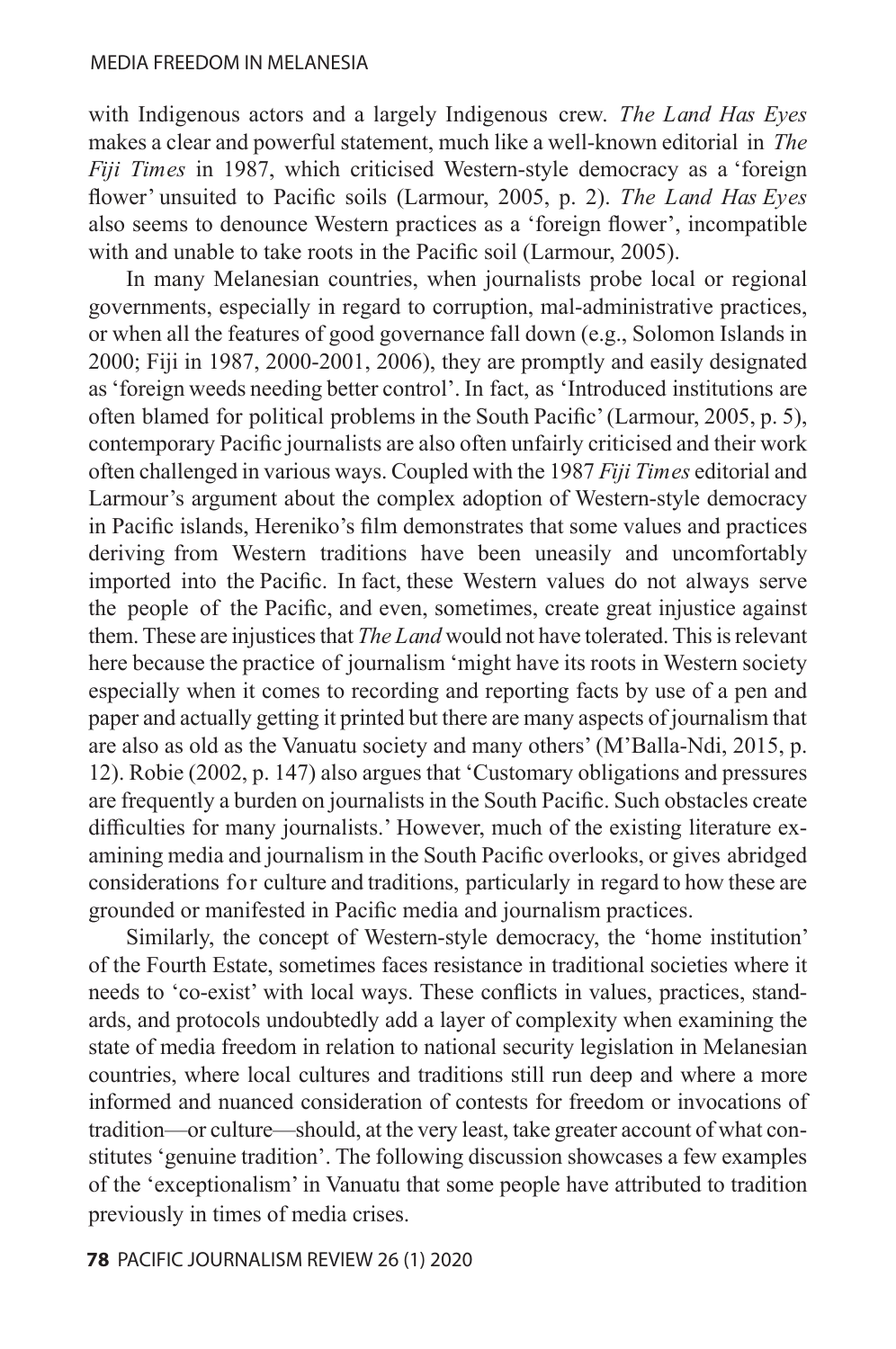with Indigenous actors and a largely Indigenous crew. *The Land Has Eyes* makes a clear and powerful statement, much like a well-known editorial in *The Fiji Times* in 1987, which criticised Western-style democracy as a 'foreign flower' unsuited to Pacific soils (Larmour, 2005, p. 2). *The Land Has Eyes* also seems to denounce Western practices as a 'foreign flower', incompatible with and unable to take roots in the Pacific soil (Larmour, 2005).

In many Melanesian countries, when journalists probe local or regional governments, especially in regard to corruption, mal-administrative practices, or when all the features of good governance fall down (e.g., Solomon Islands in 2000; Fiji in 1987, 2000-2001, 2006), they are promptly and easily designated as 'foreign weeds needing better control'. In fact, as 'Introduced institutions are often blamed for political problems in the South Pacific' (Larmour, 2005, p. 5), contemporary Pacific journalists are also often unfairly criticised and their work often challenged in various ways. Coupled with the 1987 *Fiji Times* editorial and Larmour's argument about the complex adoption of Western-style democracy in Pacific islands, Hereniko's film demonstrates that some values and practices deriving from Western traditions have been uneasily and uncomfortably imported into the Pacific. In fact, these Western values do not always serve the people of the Pacific, and even, sometimes, create great injustice against them. These are injustices that *The Land* would not have tolerated. This is relevant here because the practice of journalism 'might have its roots in Western society especially when it comes to recording and reporting facts by use of a pen and paper and actually getting it printed but there are many aspects of journalism that are also as old as the Vanuatu society and many others' (M'Balla-Ndi, 2015, p. 12). Robie (2002, p. 147) also argues that 'Customary obligations and pressures are frequently a burden on journalists in the South Pacific. Such obstacles create difficulties for many journalists.' However, much of the existing literature examining media and journalism in the South Pacific overlooks, or gives abridged considerations for culture and traditions, particularly in regard to how these are grounded or manifested in Pacific media and journalism practices.

Similarly, the concept of Western-style democracy, the 'home institution' of the Fourth Estate, sometimes faces resistance in traditional societies where it needs to 'co-exist' with local ways. These conflicts in values, practices, standards, and protocols undoubtedly add a layer of complexity when examining the state of media freedom in relation to national security legislation in Melanesian countries, where local cultures and traditions still run deep and where a more informed and nuanced consideration of contests for freedom or invocations of tradition—or culture—should, at the very least, take greater account of what constitutes 'genuine tradition'. The following discussion showcases a few examples of the 'exceptionalism' in Vanuatu that some people have attributed to tradition previously in times of media crises.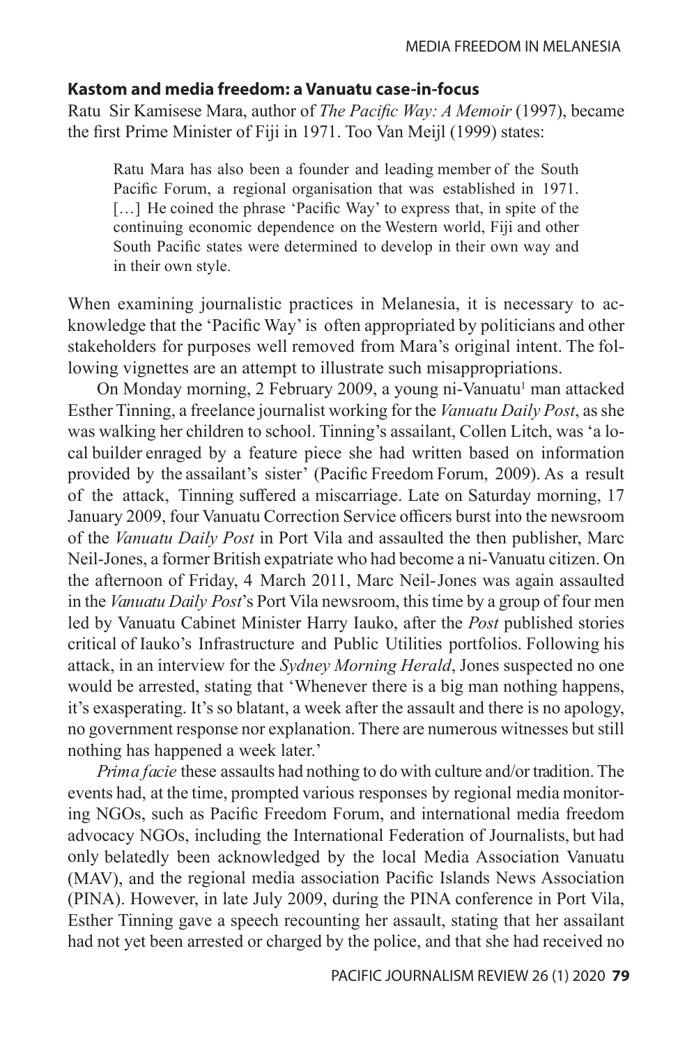### Kastom and media freedom: a Vanuatu case-in-focus

Ratu Sir Kamisese Mara, author of *The Pacific Way: A Memoir* (1997), became the first Prime Minister of Fiji in 1971. Too Van Meijl (1999) states:

> Ratu Mara has also been a founder and leading member of the South Pacific Forum, a regional organisation that was established in 1971. […] He coined the phrase 'Pacific Way' to express that, in spite of the continuing economic dependence on the Western world, Fiji and other South Pacific states were determined to develop in their own way and in their own style.

When examining journalistic practices in Melanesia, it is necessary to acknowledge that the 'Pacific Way' is often appropriated by politicians and other stakeholders for purposes well removed from Mara's original intent. The following vignettes are an attempt to illustrate such misappropriations.

On Monday morning, 2 February 2009, a young ni-Vanuatu[1] man attacked Esther Tinning, a freelance journalist working for the *Vanuatu Daily Post*, as she was walking her children to school. Tinning's assailant, Collen Litch, was 'a local builder enraged by a feature piece she had written based on information provided by the assailant's sister' (Pacific Freedom Forum, 2009). As a result of the attack, Tinning suffered a miscarriage. Late on Saturday morning, 17 January 2009, four Vanuatu Correction Service officers burst into the newsroom of the *Vanuatu Daily Post* in Port Vila and assaulted the then publisher, Marc Neil-Jones, a former British expatriate who had become a ni-Vanuatu citizen. On the afternoon of Friday, 4 March 2011, Marc Neil-Jones was again assaulted in the *Vanuatu Daily Post*'s Port Vila newsroom, this time by a group of four men led by Vanuatu Cabinet Minister Harry Iauko, after the *Post* published stories critical of Iauko's Infrastructure and Public Utilities portfolios. Following his attack, in an interview for the *Sydney Morning Herald*, Jones suspected no one would be arrested, stating that 'Whenever there is a big man nothing happens, it's exasperating. It's so blatant, a week after the assault and there is no apology, no government response nor explanation. There are numerous witnesses but still nothing has happened a week later.'

*Prima facie* these assaults had nothing to do with culture and/or tradition. The events had, at the time, prompted various responses by regional media monitoring NGOs, such as Pacific Freedom Forum, and international media freedom advocacy NGOs, including the International Federation of Journalists, but had only belatedly been acknowledged by the local Media Association Vanuatu (MAV), and the regional media association Pacific Islands News Association (PINA). However, in late July 2009, during the PINA conference in Port Vila, Esther Tinning gave a speech recounting her assault, stating that her assailant had not yet been arrested or charged by the police, and that she had received no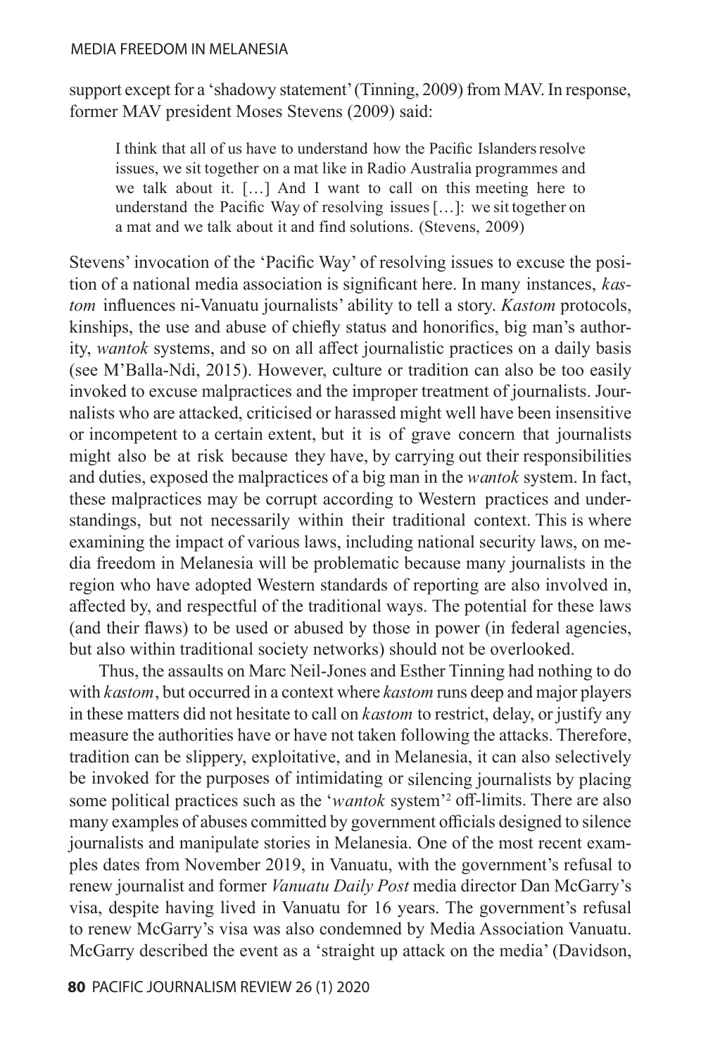support except for a 'shadowy statement' (Tinning, 2009) from MAV. In response, former MAV president Moses Stevens (2009) said:

> I think that all of us have to understand how the Pacific Islanders resolve issues, we sit together on a mat like in Radio Australia programmes and we talk about it. […] And I want to call on this meeting here to understand the Pacific Way of resolving issues […]: we sit together on a mat and we talk about it and find solutions. (Stevens, 2009)

Stevens' invocation of the 'Pacific Way' of resolving issues to excuse the position of a national media association is significant here. In many instances, *kastom* influences ni-Vanuatu journalists' ability to tell a story. *Kastom* protocols, kinships, the use and abuse of chiefly status and honorifics, big man's authority, *wantok* systems, and so on all affect journalistic practices on a daily basis (see M'Balla-Ndi, 2015). However, culture or tradition can also be too easily invoked to excuse malpractices and the improper treatment of journalists. Journalists who are attacked, criticised or harassed might well have been insensitive or incompetent to a certain extent, but it is of grave concern that journalists might also be at risk because they have, by carrying out their responsibilities and duties, exposed the malpractices of a big man in the *wantok* system. In fact, these malpractices may be corrupt according to Western practices and understandings, but not necessarily within their traditional context. This is where examining the impact of various laws, including national security laws, on media freedom in Melanesia will be problematic because many journalists in the region who have adopted Western standards of reporting are also involved in, affected by, and respectful of the traditional ways. The potential for these laws (and their flaws) to be used or abused by those in power (in federal agencies, but also within traditional society networks) should not be overlooked.

Thus, the assaults on Marc Neil-Jones and Esther Tinning had nothing to do with *kastom*, but occurred in a context where *kastom* runs deep and major players in these matters did not hesitate to call on *kastom* to restrict, delay, or justify any measure the authorities have or have not taken following the attacks. Therefore, tradition can be slippery, exploitative, and in Melanesia, it can also selectively be invoked for the purposes of intimidating or silencing journalists by placing some political practices such as the '*wantok* system'[2] off-limits. There are also many examples of abuses committed by government officials designed to silence journalists and manipulate stories in Melanesia. One of the most recent examples dates from November 2019, in Vanuatu, with the government's refusal to renew journalist and former *Vanuatu Daily Post* media director Dan McGarry's visa, despite having lived in Vanuatu for 16 years. The government's refusal to renew McGarry's visa was also condemned by Media Association Vanuatu. McGarry described the event as a 'straight up attack on the media' (Davidson,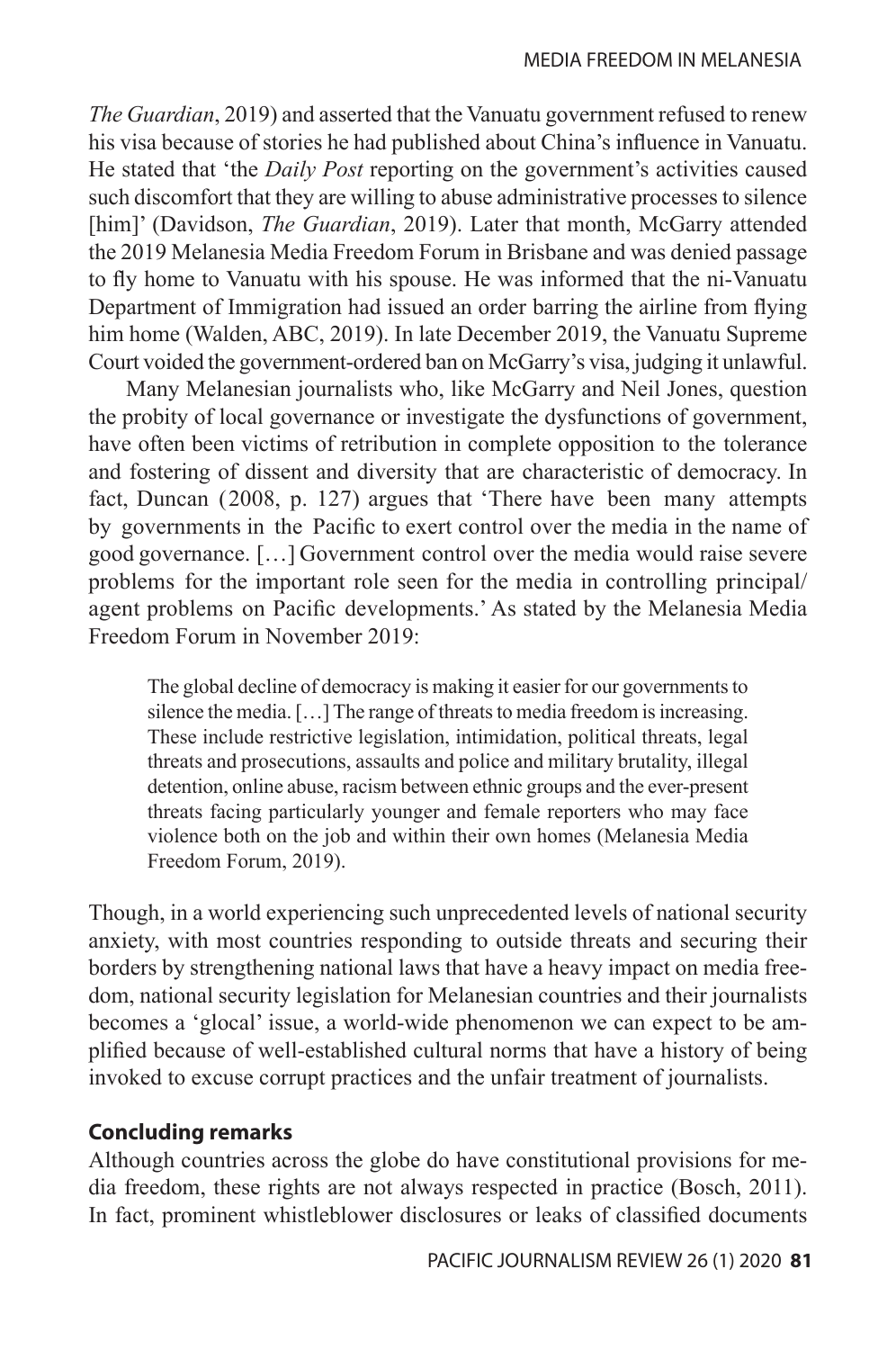*The Guardian*, 2019) and asserted that the Vanuatu government refused to renew his visa because of stories he had published about China's influence in Vanuatu. He stated that 'the *Daily Post* reporting on the government's activities caused such discomfort that they are willing to abuse administrative processes to silence [him]' (Davidson, *The Guardian*, 2019). Later that month, McGarry attended the 2019 Melanesia Media Freedom Forum in Brisbane and was denied passage to fly home to Vanuatu with his spouse. He was informed that the ni-Vanuatu Department of Immigration had issued an order barring the airline from flying him home (Walden, ABC, 2019). In late December 2019, the Vanuatu Supreme Court voided the government-ordered ban on McGarry's visa, judging it unlawful.

Many Melanesian journalists who, like McGarry and Neil Jones, question the probity of local governance or investigate the dysfunctions of government, have often been victims of retribution in complete opposition to the tolerance and fostering of dissent and diversity that are characteristic of democracy. In fact, Duncan (2008, p. 127) argues that 'There have been many attempts by governments in the Pacific to exert control over the media in the name of good governance. […] Government control over the media would raise severe problems for the important role seen for the media in controlling principal/agent problems on Pacific developments.' As stated by the Melanesia Media Freedom Forum in November 2019:

> The global decline of democracy is making it easier for our governments to silence the media. […] The range of threats to media freedom is increasing. These include restrictive legislation, intimidation, political threats, legal threats and prosecutions, assaults and police and military brutality, illegal detention, online abuse, racism between ethnic groups and the ever-present threats facing particularly younger and female reporters who may face violence both on the job and within their own homes (Melanesia Media Freedom Forum, 2019).

Though, in a world experiencing such unprecedented levels of national security anxiety, with most countries responding to outside threats and securing their borders by strengthening national laws that have a heavy impact on media freedom, national security legislation for Melanesian countries and their journalists becomes a 'glocal' issue, a world-wide phenomenon we can expect to be amplified because of well-established cultural norms that have a history of being invoked to excuse corrupt practices and the unfair treatment of journalists.

## Concluding remarks

Although countries across the globe do have constitutional provisions for media freedom, these rights are not always respected in practice (Bosch, 2011). In fact, prominent whistleblower disclosures or leaks of classified documents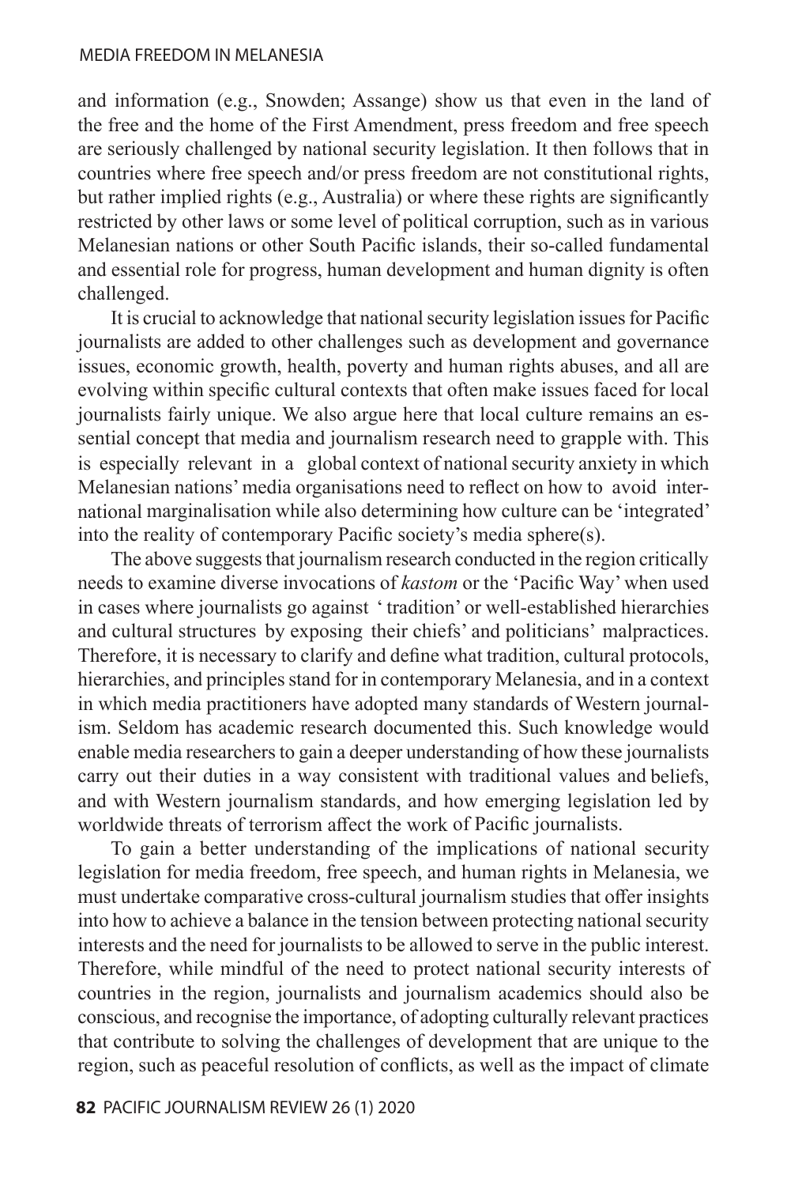and information (e.g., Snowden; Assange) show us that even in the land of the free and the home of the First Amendment, press freedom and free speech are seriously challenged by national security legislation. It then follows that in countries where free speech and/or press freedom are not constitutional rights, but rather implied rights (e.g., Australia) or where these rights are significantly restricted by other laws or some level of political corruption, such as in various Melanesian nations or other South Pacific islands, their so-called fundamental and essential role for progress, human development and human dignity is often challenged.

It is crucial to acknowledge that national security legislation issues for Pacific journalists are added to other challenges such as development and governance issues, economic growth, health, poverty and human rights abuses, and all are evolving within specific cultural contexts that often make issues faced for local journalists fairly unique. We also argue here that local culture remains an essential concept that media and journalism research need to grapple with. This is especially relevant in a global context of national security anxiety in which Melanesian nations' media organisations need to reflect on how to avoid international marginalisation while also determining how culture can be 'integrated' into the reality of contemporary Pacific society's media sphere(s).

The above suggests that journalism research conducted in the region critically needs to examine diverse invocations of *kastom* or the 'Pacific Way' when used in cases where journalists go against ' tradition' or well-established hierarchies and cultural structures by exposing their chiefs' and politicians' malpractices. Therefore, it is necessary to clarify and define what tradition, cultural protocols, hierarchies, and principles stand for in contemporary Melanesia, and in a context in which media practitioners have adopted many standards of Western journalism. Seldom has academic research documented this. Such knowledge would enable media researchers to gain a deeper understanding of how these journalists carry out their duties in a way consistent with traditional values and beliefs, and with Western journalism standards, and how emerging legislation led by worldwide threats of terrorism affect the work of Pacific journalists.

To gain a better understanding of the implications of national security legislation for media freedom, free speech, and human rights in Melanesia, we must undertake comparative cross-cultural journalism studies that offer insights into how to achieve a balance in the tension between protecting national security interests and the need for journalists to be allowed to serve in the public interest. Therefore, while mindful of the need to protect national security interests of countries in the region, journalists and journalism academics should also be conscious, and recognise the importance, of adopting culturally relevant practices that contribute to solving the challenges of development that are unique to the region, such as peaceful resolution of conflicts, as well as the impact of climate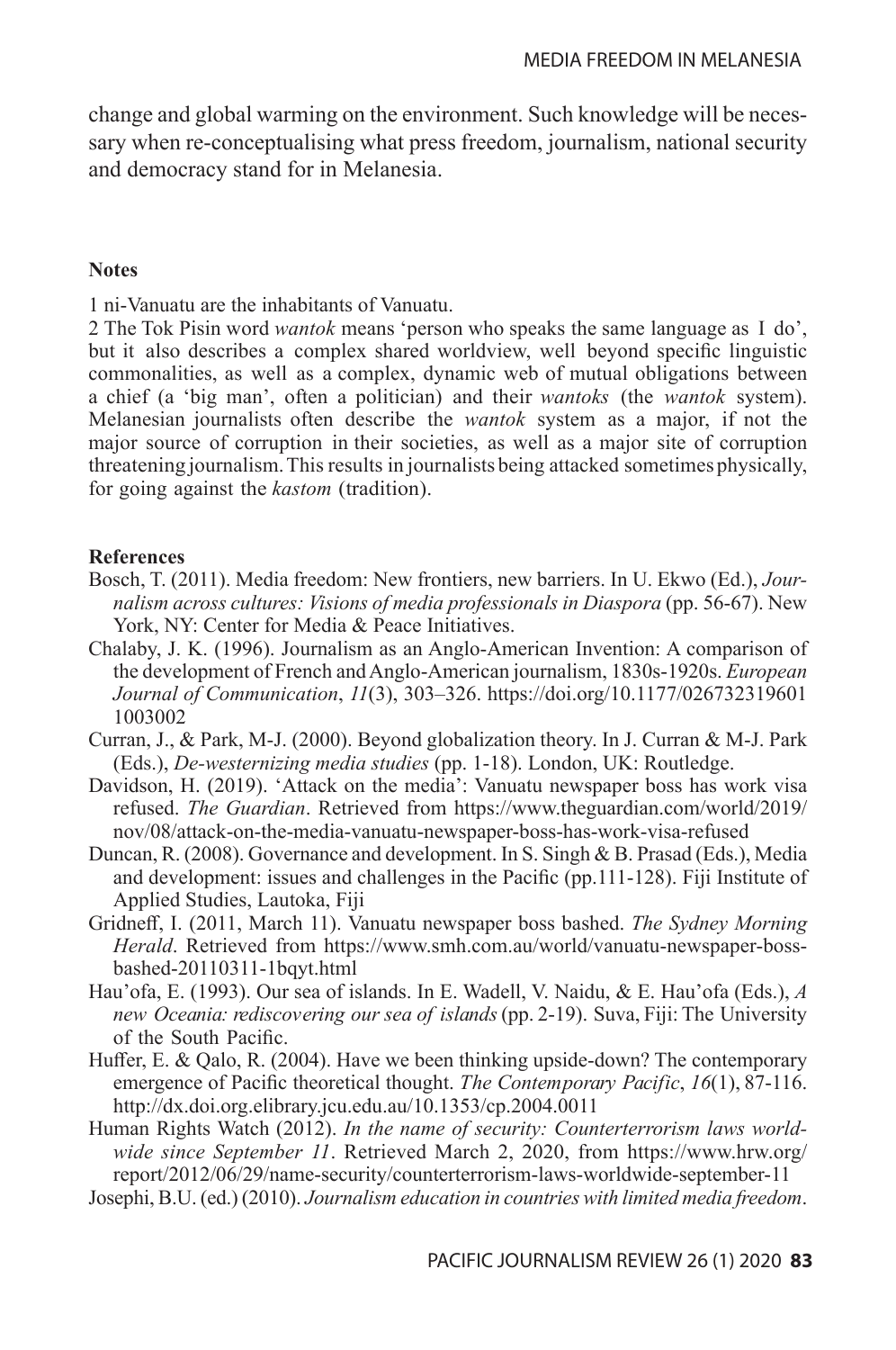change and global warming on the environment. Such knowledge will be necessary when re-conceptualising what press freedom, journalism, national security and democracy stand for in Melanesia.

**Notes**

1 ni-Vanuatu are the inhabitants of Vanuatu.

2 The Tok Pisin word *wantok* means 'person who speaks the same language as I do', but it also describes a complex shared worldview, well beyond specific linguistic commonalities, as well as a complex, dynamic web of mutual obligations between a chief (a 'big man', often a politician) and their *wantoks* (the *wantok* system). Melanesian journalists often describe the *wantok* system as a major, if not the major source of corruption in their societies, as well as a major site of corruption threatening journalism. This results in journalists being attacked sometimes physically, for going against the *kastom* (tradition).

**References**

Bosch, T. (2011). Media freedom: New frontiers, new barriers. In U. Ekwo (Ed.), *Journalism across cultures: Visions of media professionals in Diaspora* (pp. 56-67). New York, NY: Center for Media & Peace Initiatives.

Chalaby, J. K. (1996). Journalism as an Anglo-American Invention: A comparison of the development of French and Anglo-American journalism, 1830s-1920s. *European Journal of Communication*, *11*(3), 303–326. https://doi.org/10.1177/0267323196011003002

Curran, J., & Park, M-J. (2000). Beyond globalization theory. In J. Curran & M-J. Park (Eds.), *De-westernizing media studies* (pp. 1-18). London, UK: Routledge.

Davidson, H. (2019). 'Attack on the media': Vanuatu newspaper boss has work visa refused. *The Guardian*. Retrieved from https://www.theguardian.com/world/2019/nov/08/attack-on-the-media-vanuatu-newspaper-boss-has-work-visa-refused

Duncan, R. (2008). Governance and development. In S. Singh & B. Prasad (Eds.), Media and development: issues and challenges in the Pacific (pp.111-128). Fiji Institute of Applied Studies, Lautoka, Fiji

Gridneff, I. (2011, March 11). Vanuatu newspaper boss bashed. *The Sydney Morning Herald*. Retrieved from https://www.smh.com.au/world/vanuatu-newspaper-boss-bashed-20110311-1bqyt.html

Hau'ofa, E. (1993). Our sea of islands. In E. Wadell, V. Naidu, & E. Hau'ofa (Eds.), *A new Oceania: rediscovering our sea of islands* (pp. 2-19). Suva, Fiji: The University of the South Pacific.

Huffer, E. & Qalo, R. (2004). Have we been thinking upside-down? The contemporary emergence of Pacific theoretical thought. *The Contemporary Pacific*, *16*(1), 87-116. http://dx.doi.org.elibrary.jcu.edu.au/10.1353/cp.2004.0011

Human Rights Watch (2012). *In the name of security: Counterterrorism laws worldwide since September 11*. Retrieved March 2, 2020, from https://www.hrw.org/report/2012/06/29/name-security/counterterrorism-laws-worldwide-september-11

Josephi, B.U. (ed.) (2010). *Journalism education in countries with limited media freedom*.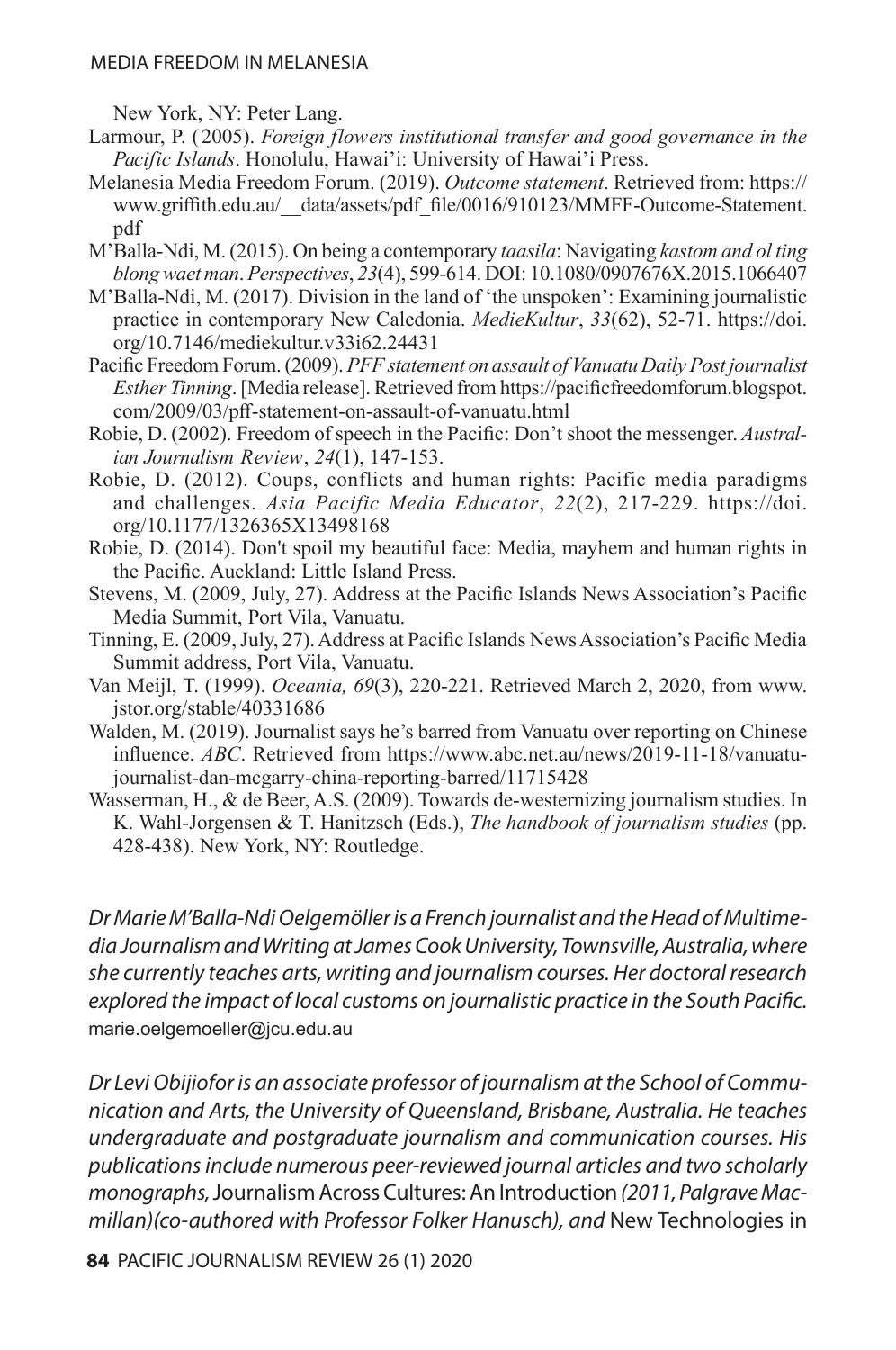New York, NY: Peter Lang.

Larmour, P. (2005). *Foreign flowers institutional transfer and good governance in the Pacific Islands*. Honolulu, Hawai'i: University of Hawai'i Press.

Melanesia Media Freedom Forum. (2019). *Outcome statement*. Retrieved from: https://www.griffith.edu.au/__data/assets/pdf_file/0016/910123/MMFF-Outcome-Statement.pdf

M'Balla-Ndi, M. (2015). On being a contemporary *taasila*: Navigating *kastom and ol ting blong waet man*. *Perspectives*, *23*(4), 599-614. DOI: 10.1080/0907676X.2015.1066407

M'Balla-Ndi, M. (2017). Division in the land of 'the unspoken': Examining journalistic practice in contemporary New Caledonia. *MedieKultur*, *33*(62), 52-71. https://doi.org/10.7146/mediekultur.v33i62.24431

Pacific Freedom Forum. (2009). *PFF statement on assault of Vanuatu Daily Post journalist Esther Tinning*. [Media release]. Retrieved from https://pacificfreedomforum.blogspot.com/2009/03/pff-statement-on-assault-of-vanuatu.html

Robie, D. (2002). Freedom of speech in the Pacific: Don't shoot the messenger. *Australian Journalism Review*, *24*(1), 147-153.

Robie, D. (2012). Coups, conflicts and human rights: Pacific media paradigms and challenges. *Asia Pacific Media Educator*, *22*(2), 217-229. https://doi.org/10.1177/1326365X13498168

Robie, D. (2014). Don't spoil my beautiful face: Media, mayhem and human rights in the Pacific. Auckland: Little Island Press.

Stevens, M. (2009, July, 27). Address at the Pacific Islands News Association's Pacific Media Summit, Port Vila, Vanuatu.

Tinning, E. (2009, July, 27). Address at Pacific Islands News Association's Pacific Media Summit address, Port Vila, Vanuatu.

Van Meijl, T. (1999). *Oceania, 69*(3), 220-221. Retrieved March 2, 2020, from www.jstor.org/stable/40331686

Walden, M. (2019). Journalist says he's barred from Vanuatu over reporting on Chinese influence. *ABC*. Retrieved from https://www.abc.net.au/news/2019-11-18/vanuatu-journalist-dan-mcgarry-china-reporting-barred/11715428

Wasserman, H., & de Beer, A.S. (2009). Towards de-westernizing journalism studies. In K. Wahl-Jorgensen & T. Hanitzsch (Eds.), *The handbook of journalism studies* (pp. 428-438). New York, NY: Routledge.

*Dr Marie M'Balla-Ndi Oelgemöller is a French journalist and the Head of Multimedia Journalism and Writing at James Cook University, Townsville, Australia, where she currently teaches arts, writing and journalism courses. Her doctoral research explored the impact of local customs on journalistic practice in the South Pacific.* marie.oelgemoeller@jcu.edu.au

*Dr Levi Obijiofor is an associate professor of journalism at the School of Communication and Arts, the University of Queensland, Brisbane, Australia. He teaches undergraduate and postgraduate journalism and communication courses. His publications include numerous peer-reviewed journal articles and two scholarly monographs,* Journalism Across Cultures: An Introduction *(2011, Palgrave Macmillan)(co-authored with Professor Folker Hanusch), and* New Technologies in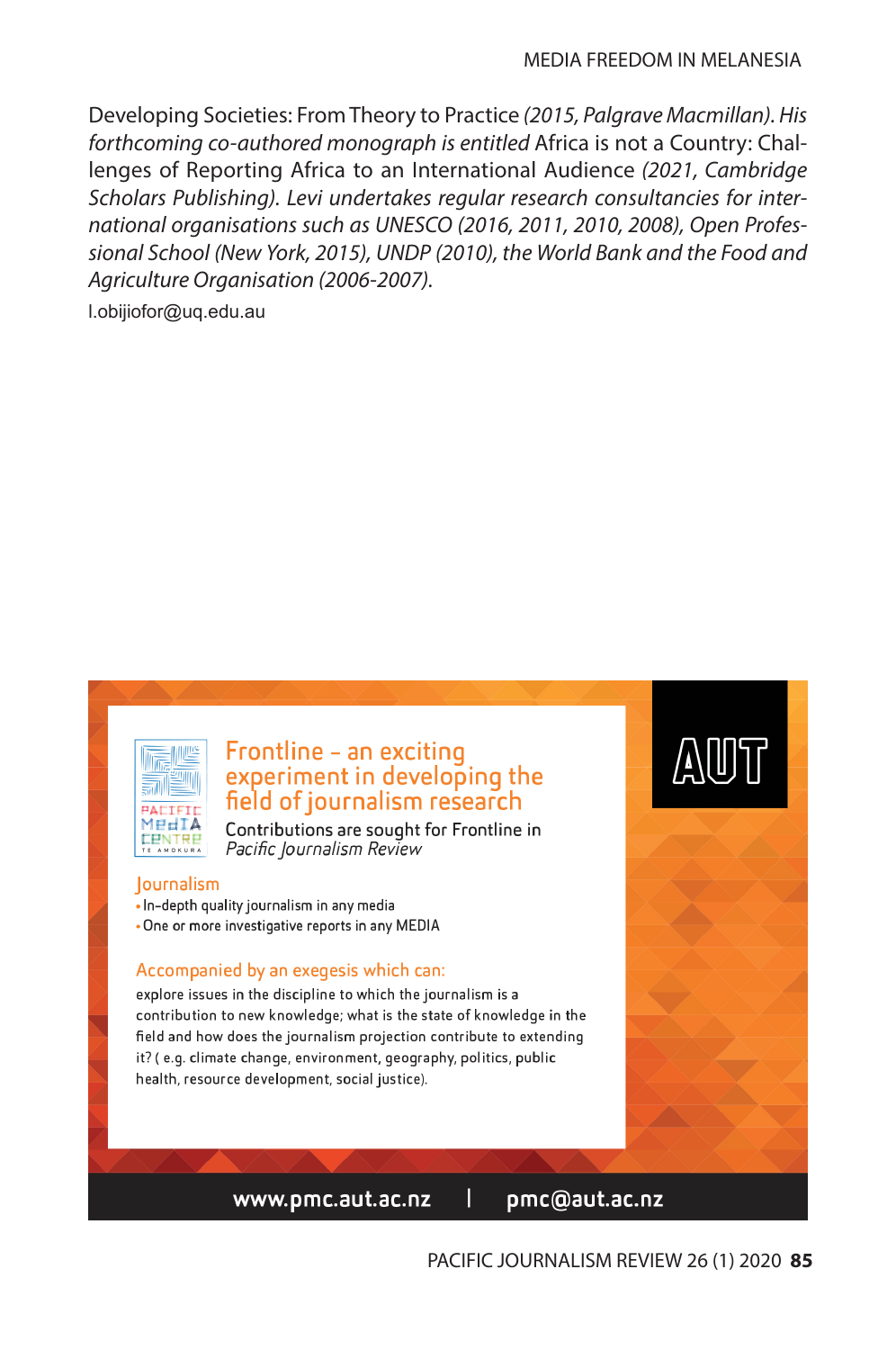Developing Societies: From Theory to Practice *(2015, Palgrave Macmillan). His forthcoming co-authored monograph is entitled* Africa is not a Country: Challenges of Reporting Africa to an International Audience *(2021, Cambridge Scholars Publishing). Levi undertakes regular research consultancies for international organisations such as UNESCO (2016, 2011, 2010, 2008), Open Professional School (New York, 2015), UNDP (2010), the World Bank and the Food and Agriculture Organisation (2006-2007).*

l.obijiofor@uq.edu.au

## Frontline – an exciting experiment in developing the field of journalism research

Contributions are sought for Frontline in *Pacific Journalism Review*

### Journalism

- In-depth quality journalism in any media
- One or more investigative reports in any MEDIA

### Accompanied by an exegesis which can:

explore issues in the discipline to which the journalism is a contribution to new knowledge; what is the state of knowledge in the field and how does the journalism projection contribute to extending it? ( e.g. climate change, environment, geography, politics, public health, resource development, social justice).

www.pmc.aut.ac.nz | pmc@aut.ac.nz